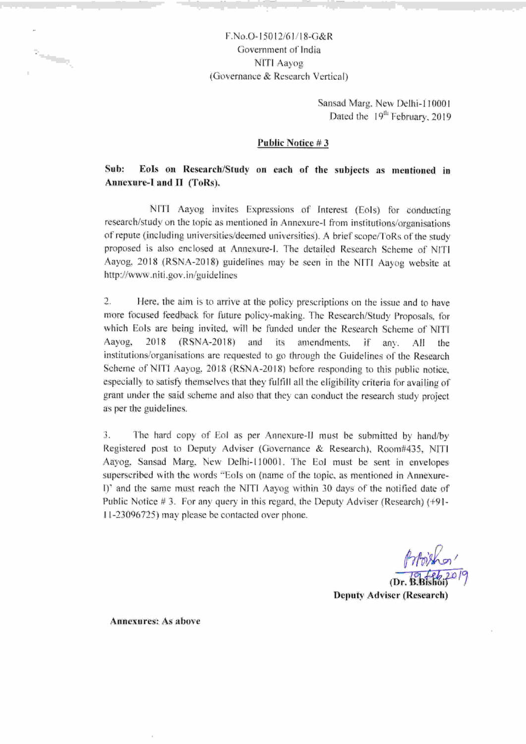F.No.O-15012/61/18-G&R
Government of India
NITI Aayog
(Governance & Research Vertical)

Sansad Marg, New Delhi-110001
Dated the 19th February, 2019

**Public Notice # 3**

**Sub: EoIs on Research/Study on each of the subjects as mentioned in Annexure-I and II (ToRs).**

NITI Aayog invites Expressions of Interest (EoIs) for conducting research/study on the topic as mentioned in Annexure-I from institutions/organisations of repute (including universities/deemed universities). A brief scope/ToRs of the study proposed is also enclosed at Annexure-I. The detailed Research Scheme of NITI Aayog, 2018 (RSNA-2018) guidelines may be seen in the NITI Aayog website at http://www.niti.gov.in/guidelines

2. Here, the aim is to arrive at the policy prescriptions on the issue and to have more focused feedback for future policy-making. The Research/Study Proposals, for which EoIs are being invited, will be funded under the Research Scheme of NITI Aayog, 2018 (RSNA-2018) and its amendments, if any. All the institutions/organisations are requested to go through the Guidelines of the Research Scheme of NITI Aayog, 2018 (RSNA-2018) before responding to this public notice, especially to satisfy themselves that they fulfill all the eligibility criteria for availing of grant under the said scheme and also that they can conduct the research study project as per the guidelines.

3. The hard copy of EoI as per Annexure-II must be submitted by hand/by Registered post to Deputy Adviser (Governance & Research), Room#435, NITI Aayog, Sansad Marg, New Delhi-110001. The EoI must be sent in envelopes superscribed with the words "EoIs on (name of the topic, as mentioned in Annexure-I)' and the same must reach the NITI Aayog within 30 days of the notified date of Public Notice # 3. For any query in this regard, the Deputy Adviser (Research) (+91-11-23096725) may please be contacted over phone.

19 Feb 2019
**(Dr. B.Bishoi)**
**Deputy Adviser (Research)**

**Annexures: As above**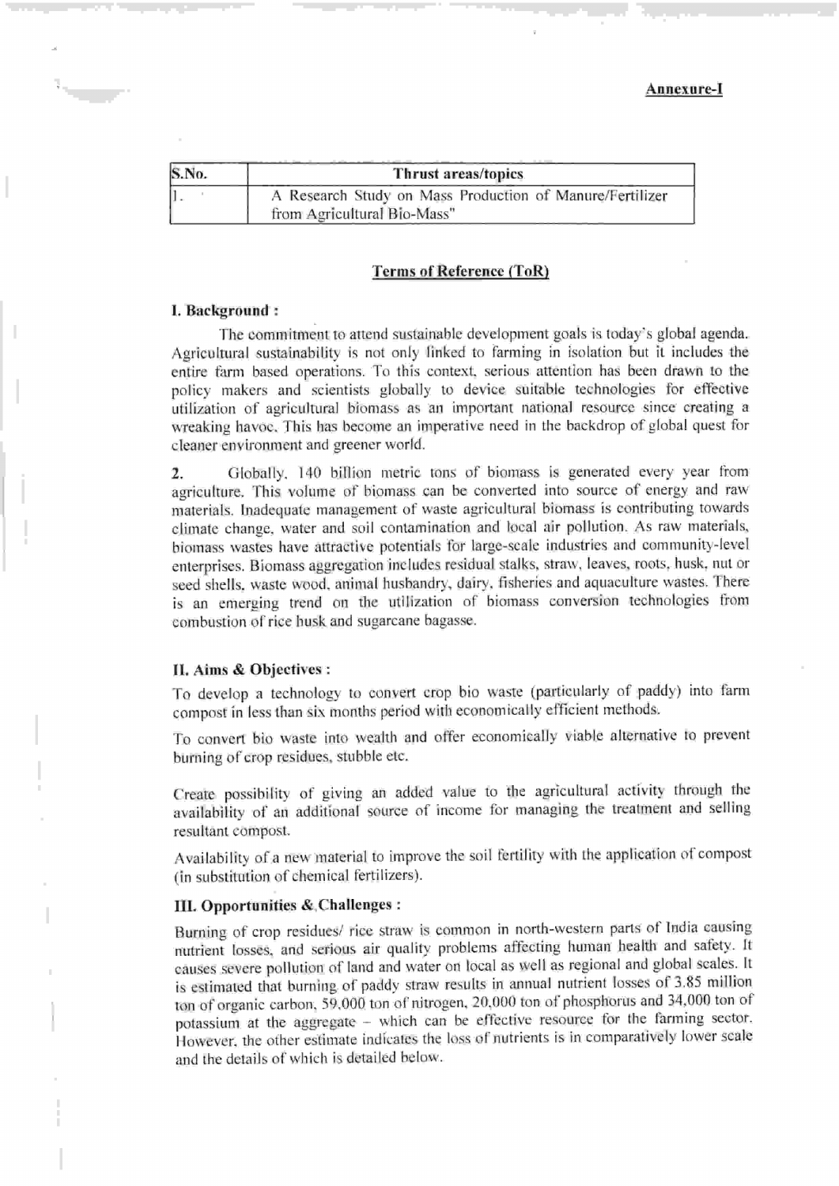**Annexure-I**

| S.No. | Thrust areas/topics |
|---|---|
| 1. | A Research Study on Mass Production of Manure/Fertilizer from Agricultural Bio-Mass" |

## Terms of Reference (ToR)

### I. Background :

The commitment to attend sustainable development goals is today's global agenda. Agricultural sustainability is not only linked to farming in isolation but it includes the entire farm based operations. To this context, serious attention has been drawn to the policy makers and scientists globally to device suitable technologies for effective utilization of agricultural biomass as an important national resource since creating a wreaking havoc. This has become an imperative need in the backdrop of global quest for cleaner environment and greener world.

**2.** Globally, 140 billion metric tons of biomass is generated every year from agriculture. This volume of biomass can be converted into source of energy and raw materials. Inadequate management of waste agricultural biomass is contributing towards climate change, water and soil contamination and local air pollution. As raw materials, biomass wastes have attractive potentials for large-scale industries and community-level enterprises. Biomass aggregation includes residual stalks, straw, leaves, roots, husk, nut or seed shells, waste wood, animal husbandry, dairy, fisheries and aquaculture wastes. There is an emerging trend on the utilization of biomass conversion technologies from combustion of rice husk and sugarcane bagasse.

### II. Aims & Objectives :

To develop a technology to convert crop bio waste (particularly of paddy) into farm compost in less than six months period with economically efficient methods.

To convert bio waste into wealth and offer economically viable alternative to prevent burning of crop residues, stubble etc.

Create possibility of giving an added value to the agricultural activity through the availability of an additional source of income for managing the treatment and selling resultant compost.

Availability of a new material to improve the soil fertility with the application of compost (in substitution of chemical fertilizers).

### III. Opportunities & Challenges :

Burning of crop residues/ rice straw is common in north-western parts of India causing nutrient losses, and serious air quality problems affecting human health and safety. It causes severe pollution of land and water on local as well as regional and global scales. It is estimated that burning of paddy straw results in annual nutrient losses of 3.85 million ton of organic carbon, 59,000 ton of nitrogen, 20,000 ton of phosphorus and 34,000 ton of potassium at the aggregate – which can be effective resource for the farming sector. However, the other estimate indicates the loss of nutrients is in comparatively lower scale and the details of which is detailed below.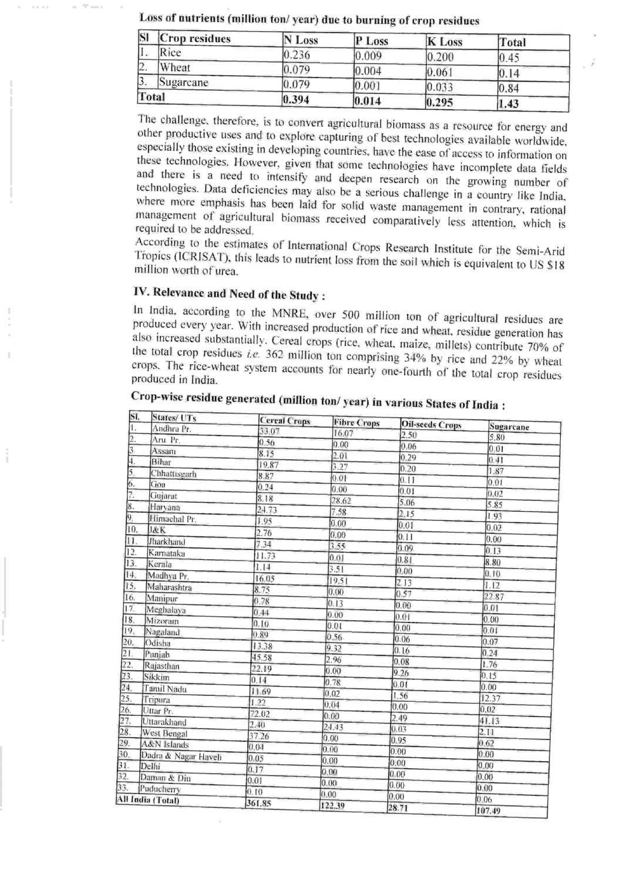**Loss of nutrients (million ton/ year) due to burning of crop residues**

| Sl | Crop residues | N Loss | P Loss | K Loss | Total |
|---|---|---|---|---|---|
| 1. | Rice | 0.236 | 0.009 | 0.200 | 0.45 |
| 2. | Wheat | 0.079 | 0.004 | 0.061 | 0.14 |
| 3. | Sugarcane | 0.079 | 0.001 | 0.033 | 0.84 |
| **Total** | | **0.394** | **0.014** | **0.295** | **1.43** |

The challenge, therefore, is to convert agricultural biomass as a resource for energy and other productive uses and to explore capturing of best technologies available worldwide, especially those existing in developing countries, have the ease of access to information on these technologies. However, given that some technologies have incomplete data fields and there is a need to intensify and deepen research on the growing number of technologies. Data deficiencies may also be a serious challenge in a country like India, where more emphasis has been laid for solid waste management in contrary, rational management of agricultural biomass received comparatively less attention, which is required to be addressed.

According to the estimates of International Crops Research Institute for the Semi-Arid Tropics (ICRISAT), this leads to nutrient loss from the soil which is equivalent to US $18 million worth of urea.

## IV. Relevance and Need of the Study :

In India, according to the MNRE, over 500 million ton of agricultural residues are produced every year. With increased production of rice and wheat, residue generation has also increased substantially. Cereal crops (rice, wheat, maize, millets) contribute 70% of the total crop residues *i.e.* 362 million ton comprising 34% by rice and 22% by wheat crops. The rice-wheat system accounts for nearly one-fourth of the total crop residues produced in India.

**Crop-wise residue generated (million ton/ year) in various States of India :**

| Sl. | States/ UTs | Cereal Crops | Fibre Crops | Oil-seeds Crops | Sugarcane |
|---|---|---|---|---|---|
| 1. | Andhra Pr. | 33.07 | 16.07 | 2.50 | 5.80 |
| 2. | Aru. Pr. | 0.56 | 0.00 | 0.06 | 0.01 |
| 3. | Assam | 8.15 | 2.01 | 0.29 | 0.41 |
| 4. | Bihar | 19.87 | 3.27 | 0.20 | 1.87 |
| 5. | Chhattisgarh | 8.87 | 0.01 | 0.11 | 0.01 |
| 6. | Goa | 0.24 | 0.00 | 0.01 | 0.02 |
| 7. | Gujarat | 8.18 | 28.62 | 5.06 | 5.85 |
| 8. | Haryana | 24.73 | 7.58 | 2.15 | 1.93 |
| 9. | Himachal Pr. | 1.95 | 0.00 | 0.01 | 0.02 |
| 10. | J&K | 2.76 | 0.00 | 0.11 | 0.00 |
| 11. | Jharkhand | 7.34 | 3.55 | 0.09 | 0.13 |
| 12. | Karnataka | 11.73 | 0.01 | 0.81 | 8.80 |
| 13. | Kerala | 1.14 | 3.51 | 0.00 | 0.10 |
| 14. | Madhya Pr. | 16.05 | 19.51 | 2.13 | 1.12 |
| 15. | Maharashtra | 8.75 | 0.00 | 0.57 | 22.87 |
| 16. | Manipur | 0.78 | 0.13 | 0.00 | 0.01 |
| 17. | Meghalaya | 0.44 | 0.00 | 0.01 | 0.00 |
| 18. | Mizoram | 0.10 | 0.01 | 0.00 | 0.01 |
| 19. | Nagaland | 0.89 | 0.56 | 0.06 | 0.07 |
| 20. | Odisha | 13.38 | 9.32 | 0.16 | 0.24 |
| 21. | Punjab | 45.58 | 2.96 | 0.08 | 1.76 |
| 22. | Rajasthan | 22.19 | 0.00 | 9.26 | 0.15 |
| 23. | Sikkim | 0.14 | 0.78 | 0.01 | 0.00 |
| 24. | Tamil Nadu | 11.69 | 0.02 | 1.56 | 12.37 |
| 25. | Tripura | 1.22 | 0.04 | 0.00 | 0.02 |
| 26. | Uttar Pr. | 72.02 | 0.00 | 2.49 | 41.13 |
| 27. | Uttarakhand | 2.40 | 24.43 | 0.03 | 2.11 |
| 28. | West Bengal | 37.26 | 0.00 | 0.95 | 0.62 |
| 29. | A&N Islands | 0.04 | 0.00 | 0.00 | 0.00 |
| 30. | Dadra & Nagar Haveli | 0.05 | 0.00 | 0.00 | 0.00 |
| 31. | Delhi | 0.17 | 0.00 | 0.00 | 0.00 |
| 32. | Daman & Diu | 0.01 | 0.00 | 0.00 | 0.00 |
| 33. | Puducherry | 0.10 | 0.00 | 0.00 | 0.06 |
| **All India (Total)** | | 361.85 | 122.39 | 28.71 | 107.49 |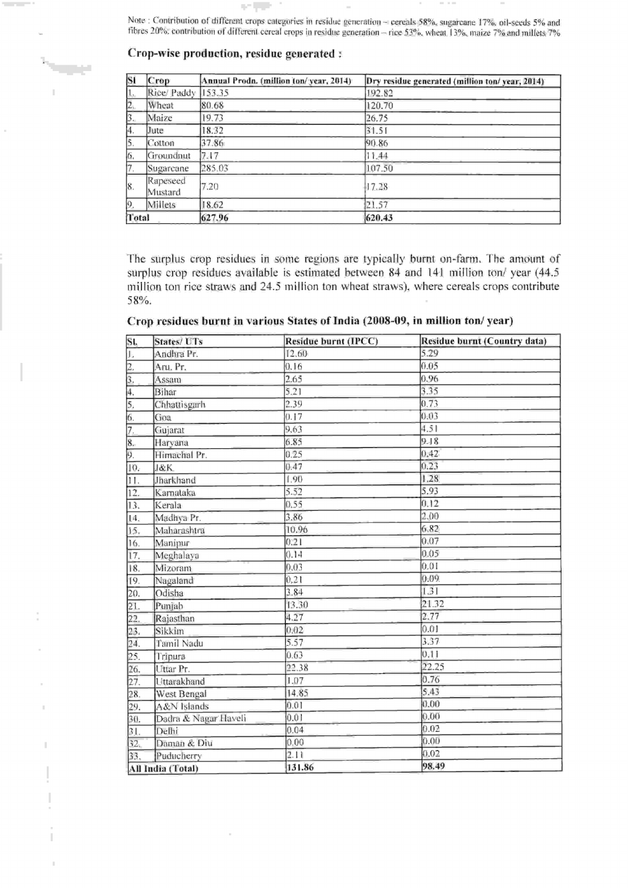Note : Contribution of different crops categories in residue generation – cereals 58%, sugarcane 17%, oil-seeds 5% and fibres 20%; contribution of different cereal crops in residue generation – rice 53%, wheat 13%, maize 7% and millets 7%

**Crop-wise production, residue generated :**

| Sl | Crop | Annual Prodn. (million ton/ year, 2014) | Dry residue generated (million ton/ year, 2014) |
|---|---|---|---|
| 1. | Rice/ Paddy | 153.35 | 192.82 |
| 2. | Wheat | 80.68 | 120.70 |
| 3. | Maize | 19.73 | 26.75 |
| 4. | Jute | 18.32 | 31.51 |
| 5. | Cotton | 37.86 | 90.86 |
| 6. | Groundnut | 7.17 | 11.44 |
| 7. | Sugarcane | 285.03 | 107.50 |
| 8. | Rapeseed Mustard | 7.20 | 17.28 |
| 9. | Millets | 18.62 | 21.57 |
| **Total** | | **627.96** | **620.43** |

The surplus crop residues in some regions are typically burnt on-farm. The amount of surplus crop residues available is estimated between 84 and 141 million ton/ year (44.5 million ton rice straws and 24.5 million ton wheat straws), where cereals crops contribute 58%.

**Crop residues burnt in various States of India (2008-09, in million ton/ year)**

| Sl. | States/ UTs | Residue burnt (IPCC) | Residue burnt (Country data) |
|---|---|---|---|
| 1. | Andhra Pr. | 12.60 | 5.29 |
| 2. | Aru. Pr. | 0.16 | 0.05 |
| 3. | Assam | 2.65 | 0.96 |
| 4. | Bihar | 5.21 | 3.35 |
| 5. | Chhattisgarh | 2.39 | 0.73 |
| 6. | Goa | 0.17 | 0.03 |
| 7. | Gujarat | 9.63 | 4.51 |
| 8. | Haryana | 6.85 | 9.18 |
| 9. | Himachal Pr. | 0.25 | 0.42 |
| 10. | J&K | 0.47 | 0.23 |
| 11. | Jharkhand | 1.90 | 1.28 |
| 12. | Karnataka | 5.52 | 5.93 |
| 13. | Kerala | 0.55 | 0.12 |
| 14. | Madhya Pr. | 3.86 | 2.00 |
| 15. | Maharashtra | 10.96 | 6.82 |
| 16. | Manipur | 0.21 | 0.07 |
| 17. | Meghalaya | 0.14 | 0.05 |
| 18. | Mizoram | 0.03 | 0.01 |
| 19. | Nagaland | 0.21 | 0.09 |
| 20. | Odisha | 3.84 | 1.31 |
| 21. | Punjab | 13.30 | 21.32 |
| 22. | Rajasthan | 4.27 | 2.77 |
| 23. | Sikkim | 0.02 | 0.01 |
| 24. | Tamil Nadu | 5.57 | 3.37 |
| 25. | Tripura | 0.63 | 0.11 |
| 26. | Uttar Pr. | 22.38 | 22.25 |
| 27. | Uttarakhand | 1.07 | 0.76 |
| 28. | West Bengal | 14.85 | 5.43 |
| 29. | A&N Islands | 0.01 | 0.00 |
| 30. | Dadra & Nagar Haveli | 0.01 | 0.00 |
| 31. | Delhi | 0.04 | 0.02 |
| 32. | Daman & Diu | 0.00 | 0.00 |
| 33. | Puducherry | 2.11 | 0.02 |
| **All India (Total)** | | **131.86** | **98.49** |